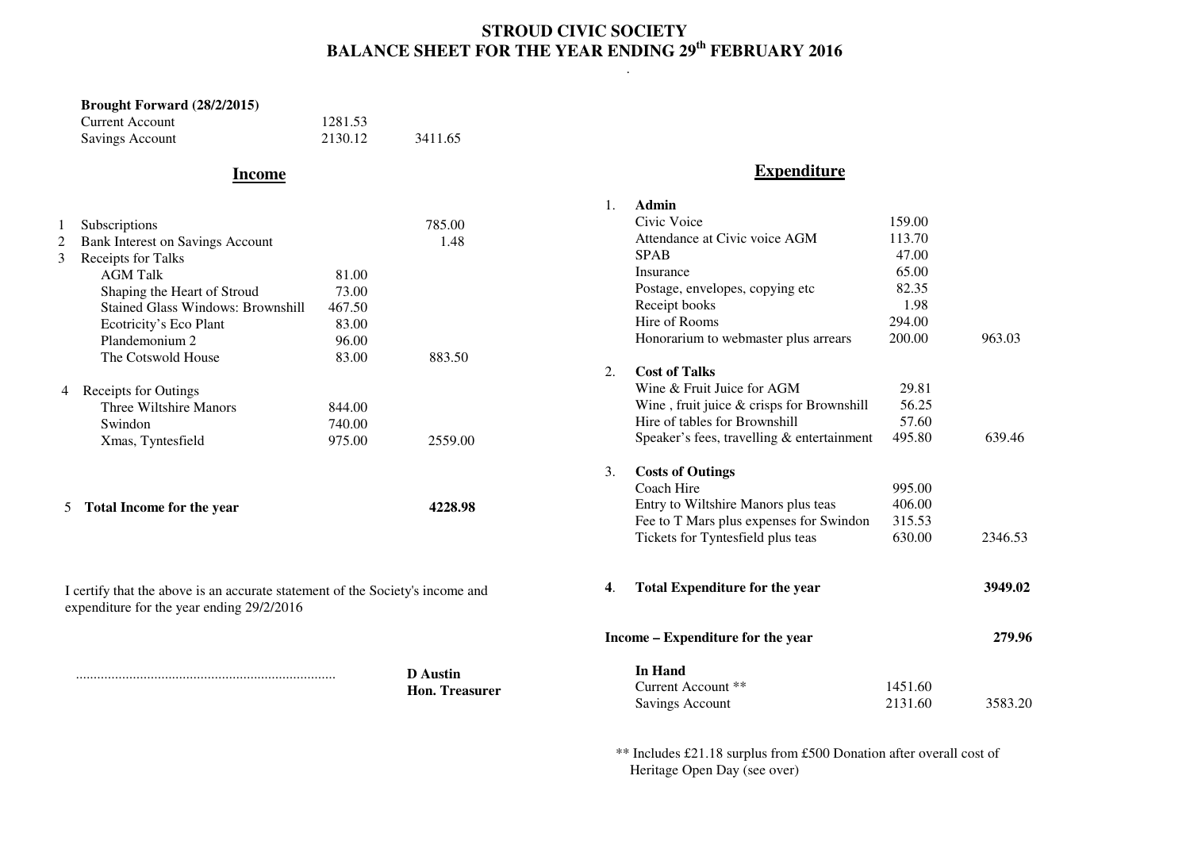# STROUD CIVIC SOCIETY
## BALANCE SHEET FOR THE YEAR ENDING 29th FEBRUARY 2016

**Brought Forward (28/2/2015)**

| | | |
|---|---|---|
| Current Account | 1281.53 | |
| Savings Account | 2130.12 | 3411.65 |

### Income

| | | | |
|---|---|---|---|
| 1 | Subscriptions | | 785.00 |
| 2 | Bank Interest on Savings Account | | 1.48 |
| 3 | Receipts for Talks | | |
| | AGM Talk | 81.00 | |
| | Shaping the Heart of Stroud | 73.00 | |
| | Stained Glass Windows: Brownshill | 467.50 | |
| | Ecotricity's Eco Plant | 83.00 | |
| | Plandemonium 2 | 96.00 | |
| | The Cotswold House | 83.00 | 883.50 |
| 4 | Receipts for Outings | | |
| | Three Wiltshire Manors | 844.00 | |
| | Swindon | 740.00 | |
| | Xmas, Tyntesfield | 975.00 | 2559.00 |
| 5 | **Total Income for the year** | | **4228.98** |

I certify that the above is an accurate statement of the Society's income and expenditure for the year ending 29/2/2016

........................................................................ **D Austin**
**Hon. Treasurer**

### Expenditure

| | | | |
|---|---|---|---|
| 1. | **Admin** | | |
| | Civic Voice | 159.00 | |
| | Attendance at Civic voice AGM | 113.70 | |
| | SPAB | 47.00 | |
| | Insurance | 65.00 | |
| | Postage, envelopes, copying etc | 82.35 | |
| | Receipt books | 1.98 | |
| | Hire of Rooms | 294.00 | |
| | Honorarium to webmaster plus arrears | 200.00 | 963.03 |
| 2. | **Cost of Talks** | | |
| | Wine & Fruit Juice for AGM | 29.81 | |
| | Wine , fruit juice & crisps for Brownshill | 56.25 | |
| | Hire of tables for Brownshill | 57.60 | |
| | Speaker's fees, travelling & entertainment | 495.80 | 639.46 |
| 3. | **Costs of Outings** | | |
| | Coach Hire | 995.00 | |
| | Entry to Wiltshire Manors plus teas | 406.00 | |
| | Fee to T Mars plus expenses for Swindon | 315.53 | |
| | Tickets for Tyntesfield plus teas | 630.00 | 2346.53 |
| **4**. | **Total Expenditure for the year** | | **3949.02** |
| | **Income – Expenditure for the year** | | **279.96** |
| | **In Hand** | | |
| | Current Account ** | 1451.60 | |
| | Savings Account | 2131.60 | 3583.20 |

** Includes £21.18 surplus from £500 Donation after overall cost of Heritage Open Day (see over)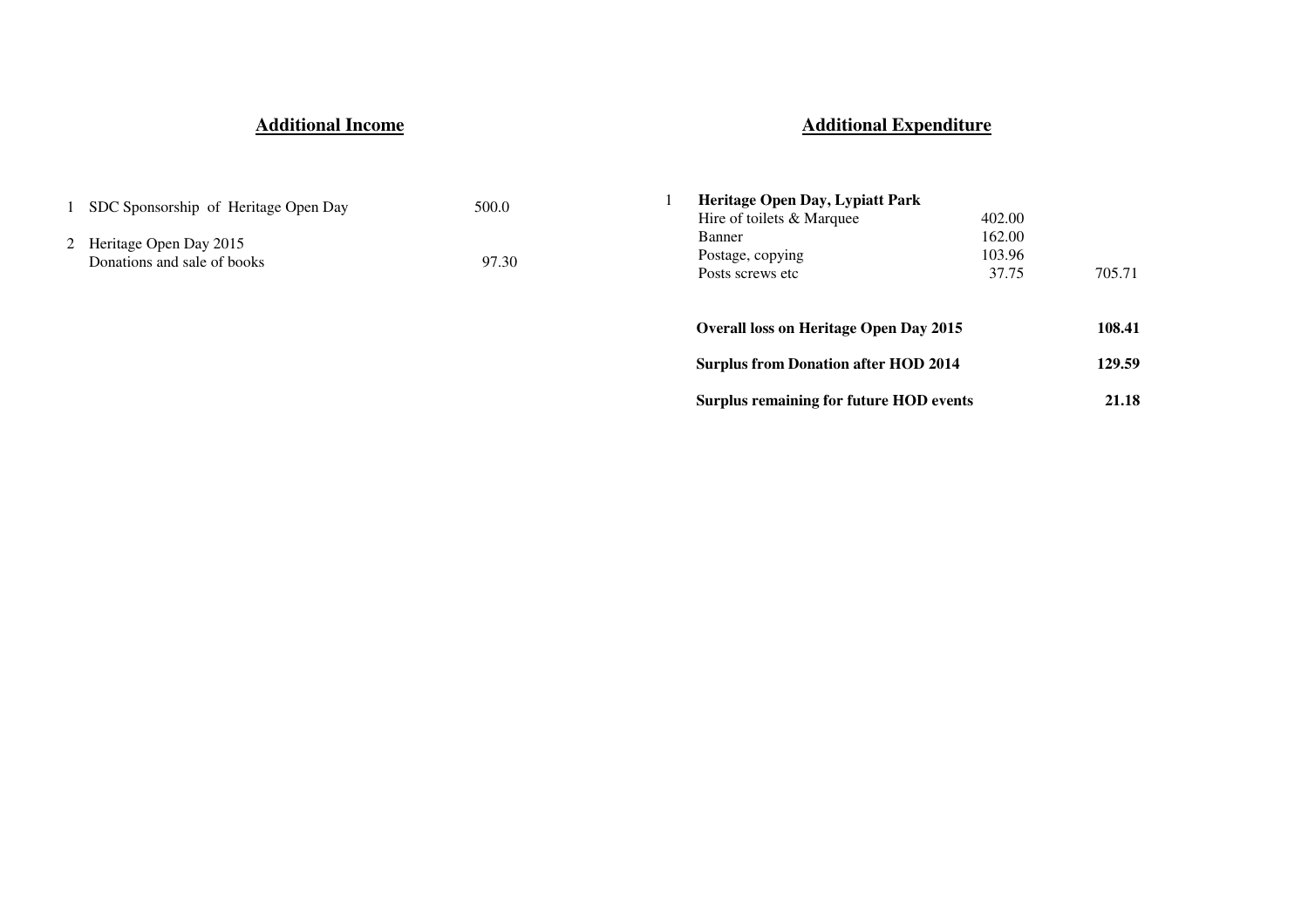## Additional Income

| | | |
|---|---|---|
| 1 | SDC Sponsorship of Heritage Open Day | 500.0 |
| 2 | Heritage Open Day 2015<br>Donations and sale of books | 97.30 |

## Additional Expenditure

| | | | |
|---|---|---|---|
| 1 | **Heritage Open Day, Lypiatt Park** | | |
| | Hire of toilets & Marquee | 402.00 | |
| | Banner | 162.00 | |
| | Postage, copying | 103.96 | |
| | Posts screws etc | 37.75 | 705.71 |
| | **Overall loss on Heritage Open Day 2015** | | **108.41** |
| | **Surplus from Donation after HOD 2014** | | **129.59** |
| | **Surplus remaining for future HOD events** | | **21.18** |